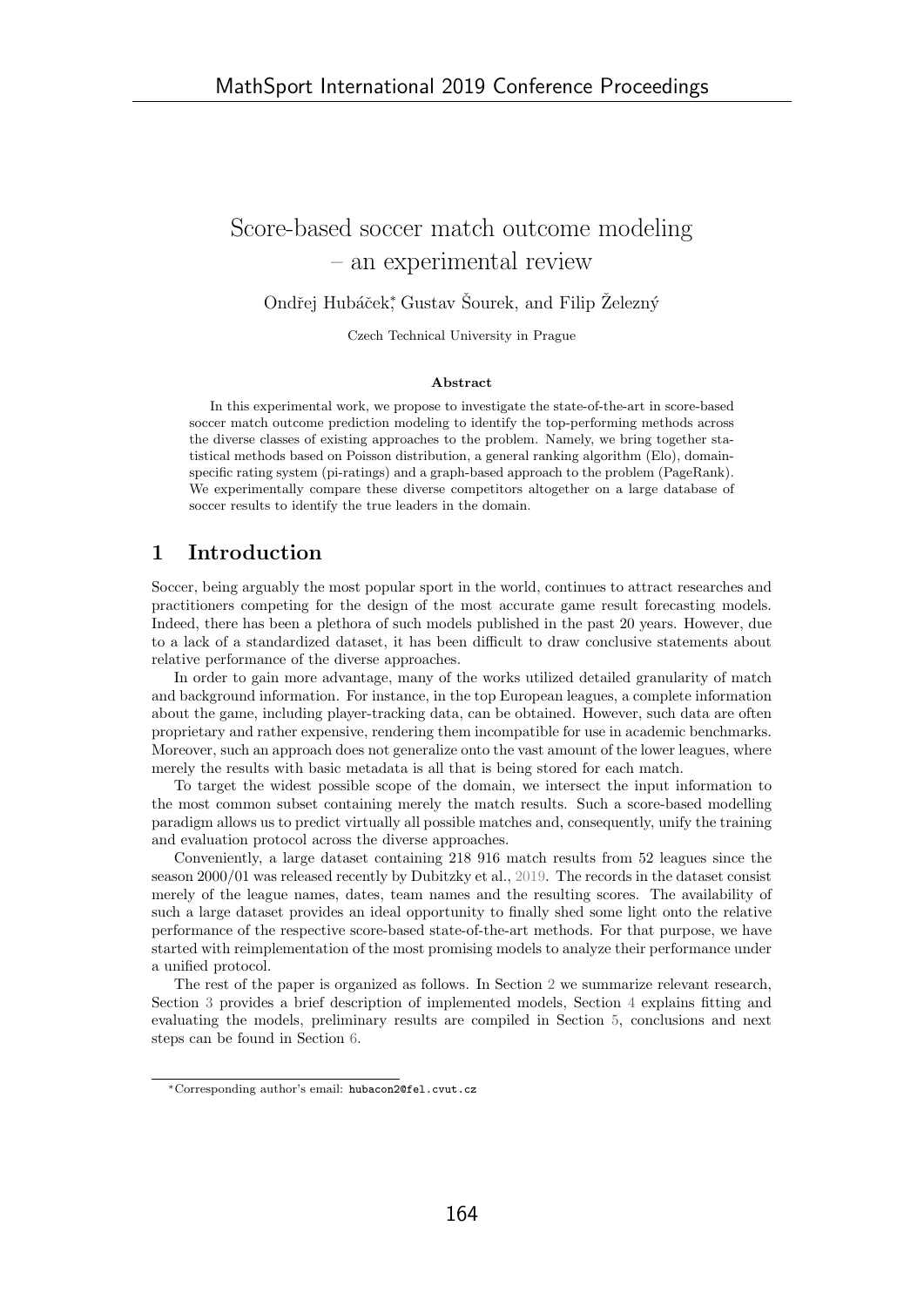# Score-based soccer match outcome modeling – an experimental review

Ondřej Hubáček*, Gustav Šourek, and Filip Železný

Czech Technical University in Prague

### Abstract

In this experimental work, we propose to investigate the state-of-the-art in score-based soccer match outcome prediction modeling to identify the top-performing methods across the diverse classes of existing approaches to the problem. Namely, we bring together statistical methods based on Poisson distribution, a general ranking algorithm (Elo), domain-specific rating system (pi-ratings) and a graph-based approach to the problem (PageRank). We experimentally compare these diverse competitors altogether on a large database of soccer results to identify the true leaders in the domain.

## 1 Introduction

Soccer, being arguably the most popular sport in the world, continues to attract researches and practitioners competing for the design of the most accurate game result forecasting models. Indeed, there has been a plethora of such models published in the past 20 years. However, due to a lack of a standardized dataset, it has been difficult to draw conclusive statements about relative performance of the diverse approaches.

In order to gain more advantage, many of the works utilized detailed granularity of match and background information. For instance, in the top European leagues, a complete information about the game, including player-tracking data, can be obtained. However, such data are often proprietary and rather expensive, rendering them incompatible for use in academic benchmarks. Moreover, such an approach does not generalize onto the vast amount of the lower leagues, where merely the results with basic metadata is all that is being stored for each match.

To target the widest possible scope of the domain, we intersect the input information to the most common subset containing merely the match results. Such a score-based modelling paradigm allows us to predict virtually all possible matches and, consequently, unify the training and evaluation protocol across the diverse approaches.

Conveniently, a large dataset containing 218 916 match results from 52 leagues since the season 2000/01 was released recently by Dubitzky et al., 2019. The records in the dataset consist merely of the league names, dates, team names and the resulting scores. The availability of such a large dataset provides an ideal opportunity to finally shed some light onto the relative performance of the respective score-based state-of-the-art methods. For that purpose, we have started with reimplementation of the most promising models to analyze their performance under a unified protocol.

The rest of the paper is organized as follows. In Section 2 we summarize relevant research, Section 3 provides a brief description of implemented models, Section 4 explains fitting and evaluating the models, preliminary results are compiled in Section 5, conclusions and next steps can be found in Section 6.

*Corresponding author's email: hubacon2@fel.cvut.cz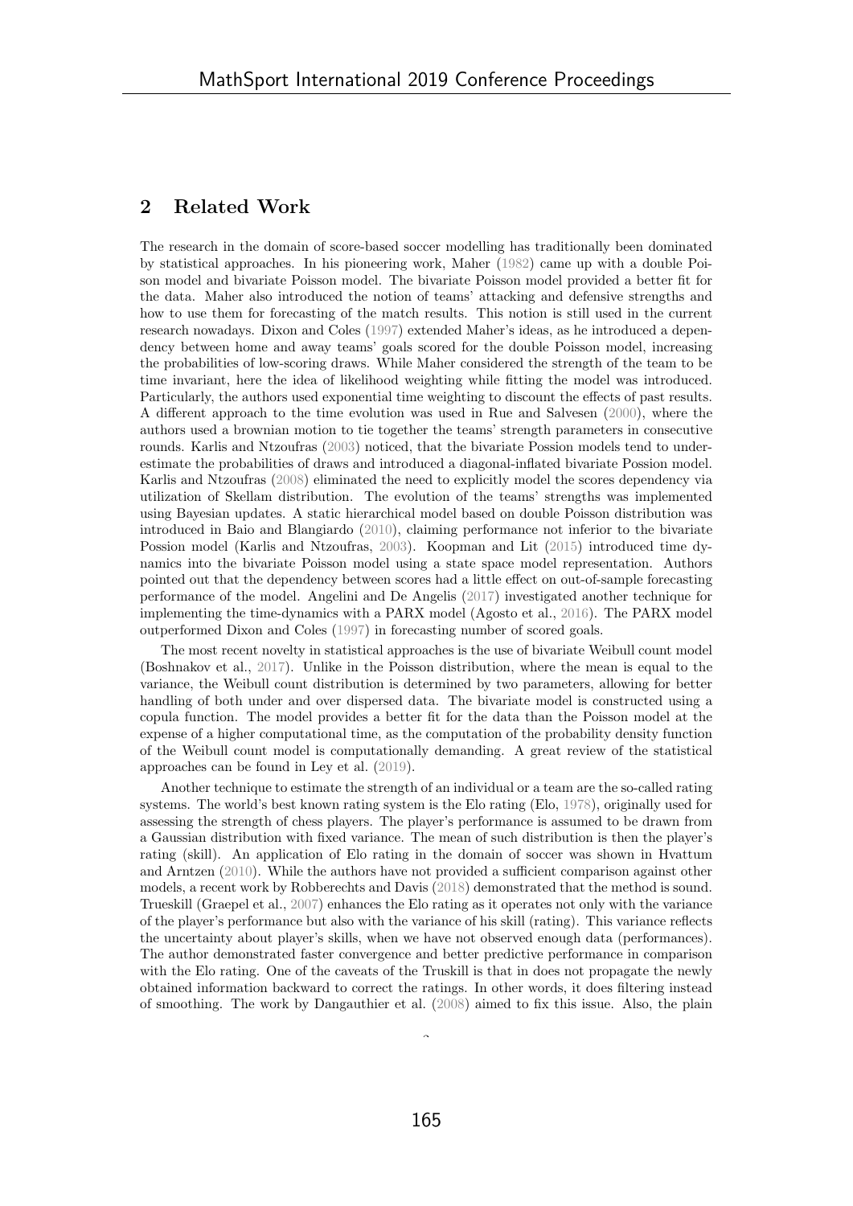## 2 Related Work

The research in the domain of score-based soccer modelling has traditionally been dominated by statistical approaches. In his pioneering work, Maher (1982) came up with a double Poisson model and bivariate Poisson model. The bivariate Poisson model provided a better fit for the data. Maher also introduced the notion of teams' attacking and defensive strengths and how to use them for forecasting of the match results. This notion is still used in the current research nowadays. Dixon and Coles (1997) extended Maher's ideas, as he introduced a dependency between home and away teams' goals scored for the double Poisson model, increasing the probabilities of low-scoring draws. While Maher considered the strength of the team to be time invariant, here the idea of likelihood weighting while fitting the model was introduced. Particularly, the authors used exponential time weighting to discount the effects of past results. A different approach to the time evolution was used in Rue and Salvesen (2000), where the authors used a brownian motion to tie together the teams' strength parameters in consecutive rounds. Karlis and Ntzoufras (2003) noticed, that the bivariate Possion models tend to underestimate the probabilities of draws and introduced a diagonal-inflated bivariate Possion model. Karlis and Ntzoufras (2008) eliminated the need to explicitly model the scores dependency via utilization of Skellam distribution. The evolution of the teams' strengths was implemented using Bayesian updates. A static hierarchical model based on double Poisson distribution was introduced in Baio and Blangiardo (2010), claiming performance not inferior to the bivariate Possion model (Karlis and Ntzoufras, 2003). Koopman and Lit (2015) introduced time dynamics into the bivariate Poisson model using a state space model representation. Authors pointed out that the dependency between scores had a little effect on out-of-sample forecasting performance of the model. Angelini and De Angelis (2017) investigated another technique for implementing the time-dynamics with a PARX model (Agosto et al., 2016). The PARX model outperformed Dixon and Coles (1997) in forecasting number of scored goals.

The most recent novelty in statistical approaches is the use of bivariate Weibull count model (Boshnakov et al., 2017). Unlike in the Poisson distribution, where the mean is equal to the variance, the Weibull count distribution is determined by two parameters, allowing for better handling of both under and over dispersed data. The bivariate model is constructed using a copula function. The model provides a better fit for the data than the Poisson model at the expense of a higher computational time, as the computation of the probability density function of the Weibull count model is computationally demanding. A great review of the statistical approaches can be found in Ley et al. (2019).

Another technique to estimate the strength of an individual or a team are the so-called rating systems. The world's best known rating system is the Elo rating (Elo, 1978), originally used for assessing the strength of chess players. The player's performance is assumed to be drawn from a Gaussian distribution with fixed variance. The mean of such distribution is then the player's rating (skill). An application of Elo rating in the domain of soccer was shown in Hvattum and Arntzen (2010). While the authors have not provided a sufficient comparison against other models, a recent work by Robberechts and Davis (2018) demonstrated that the method is sound. Trueskill (Graepel et al., 2007) enhances the Elo rating as it operates not only with the variance of the player's performance but also with the variance of his skill (rating). This variance reflects the uncertainty about player's skills, when we have not observed enough data (performances). The author demonstrated faster convergence and better predictive performance in comparison with the Elo rating. One of the caveats of the Truskill is that in does not propagate the newly obtained information backward to correct the ratings. In other words, it does filtering instead of smoothing. The work by Dangauthier et al. (2008) aimed to fix this issue. Also, the plain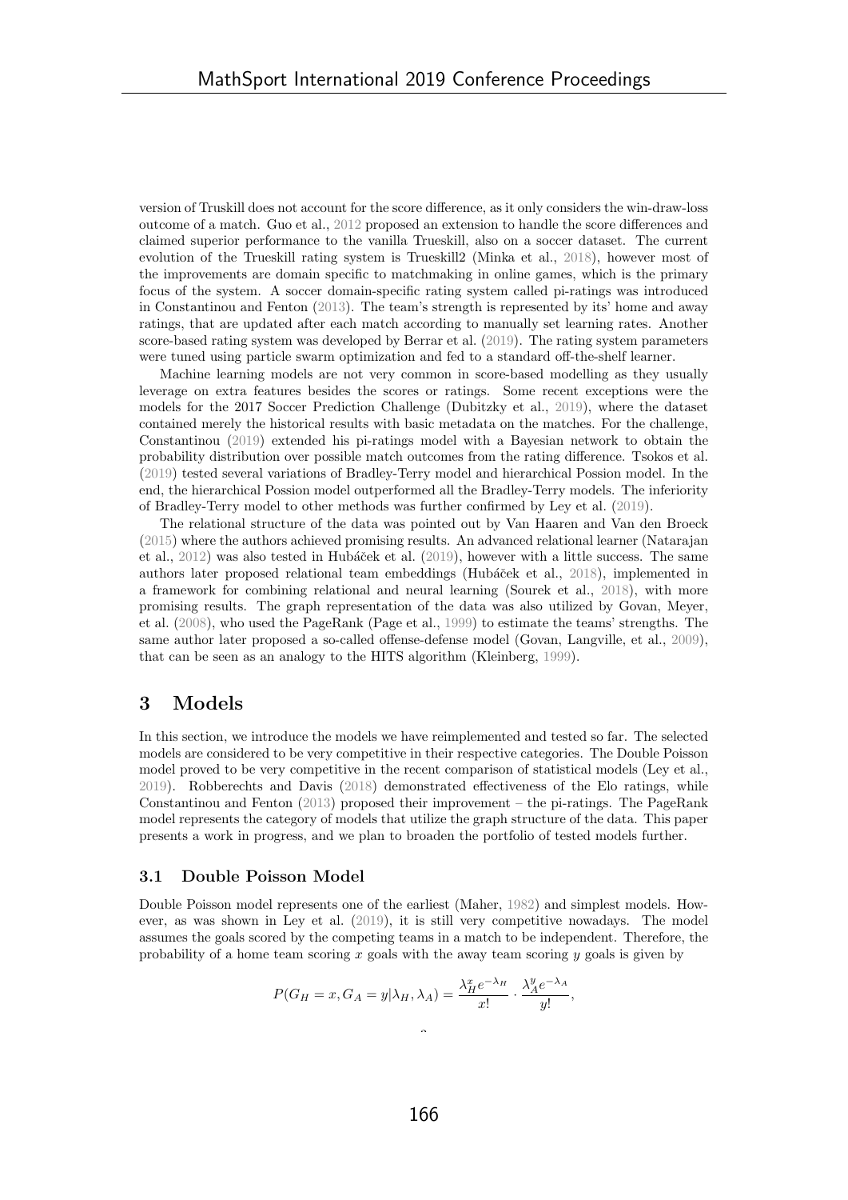version of Truskill does not account for the score difference, as it only considers the win-draw-loss outcome of a match. Guo et al., 2012 proposed an extension to handle the score differences and claimed superior performance to the vanilla Trueskill, also on a soccer dataset. The current evolution of the Trueskill rating system is Trueskill2 (Minka et al., 2018), however most of the improvements are domain specific to matchmaking in online games, which is the primary focus of the system. A soccer domain-specific rating system called pi-ratings was introduced in Constantinou and Fenton (2013). The team's strength is represented by its' home and away ratings, that are updated after each match according to manually set learning rates. Another score-based rating system was developed by Berrar et al. (2019). The rating system parameters were tuned using particle swarm optimization and fed to a standard off-the-shelf learner.

Machine learning models are not very common in score-based modelling as they usually leverage on extra features besides the scores or ratings. Some recent exceptions were the models for the 2017 Soccer Prediction Challenge (Dubitzky et al., 2019), where the dataset contained merely the historical results with basic metadata on the matches. For the challenge, Constantinou (2019) extended his pi-ratings model with a Bayesian network to obtain the probability distribution over possible match outcomes from the rating difference. Tsokos et al. (2019) tested several variations of Bradley-Terry model and hierarchical Possion model. In the end, the hierarchical Possion model outperformed all the Bradley-Terry models. The inferiority of Bradley-Terry model to other methods was further confirmed by Ley et al. (2019).

The relational structure of the data was pointed out by Van Haaren and Van den Broeck (2015) where the authors achieved promising results. An advanced relational learner (Natarajan et al., 2012) was also tested in Hubáček et al. (2019), however with a little success. The same authors later proposed relational team embeddings (Hubáček et al., 2018), implemented in a framework for combining relational and neural learning (Sourek et al., 2018), with more promising results. The graph representation of the data was also utilized by Govan, Meyer, et al. (2008), who used the PageRank (Page et al., 1999) to estimate the teams' strengths. The same author later proposed a so-called offense-defense model (Govan, Langville, et al., 2009), that can be seen as an analogy to the HITS algorithm (Kleinberg, 1999).

## 3 Models

In this section, we introduce the models we have reimplemented and tested so far. The selected models are considered to be very competitive in their respective categories. The Double Poisson model proved to be very competitive in the recent comparison of statistical models (Ley et al., 2019). Robberechts and Davis (2018) demonstrated effectiveness of the Elo ratings, while Constantinou and Fenton (2013) proposed their improvement – the pi-ratings. The PageRank model represents the category of models that utilize the graph structure of the data. This paper presents a work in progress, and we plan to broaden the portfolio of tested models further.

### 3.1 Double Poisson Model

Double Poisson model represents one of the earliest (Maher, 1982) and simplest models. However, as was shown in Ley et al. (2019), it is still very competitive nowadays. The model assumes the goals scored by the competing teams in a match to be independent. Therefore, the probability of a home team scoring $x$ goals with the away team scoring $y$ goals is given by

$$P(G_H = x, G_A = y|\lambda_H, \lambda_A) = \frac{\lambda_H^x e^{-\lambda_H}}{x!} \cdot \frac{\lambda_A^y e^{-\lambda_A}}{y!},$$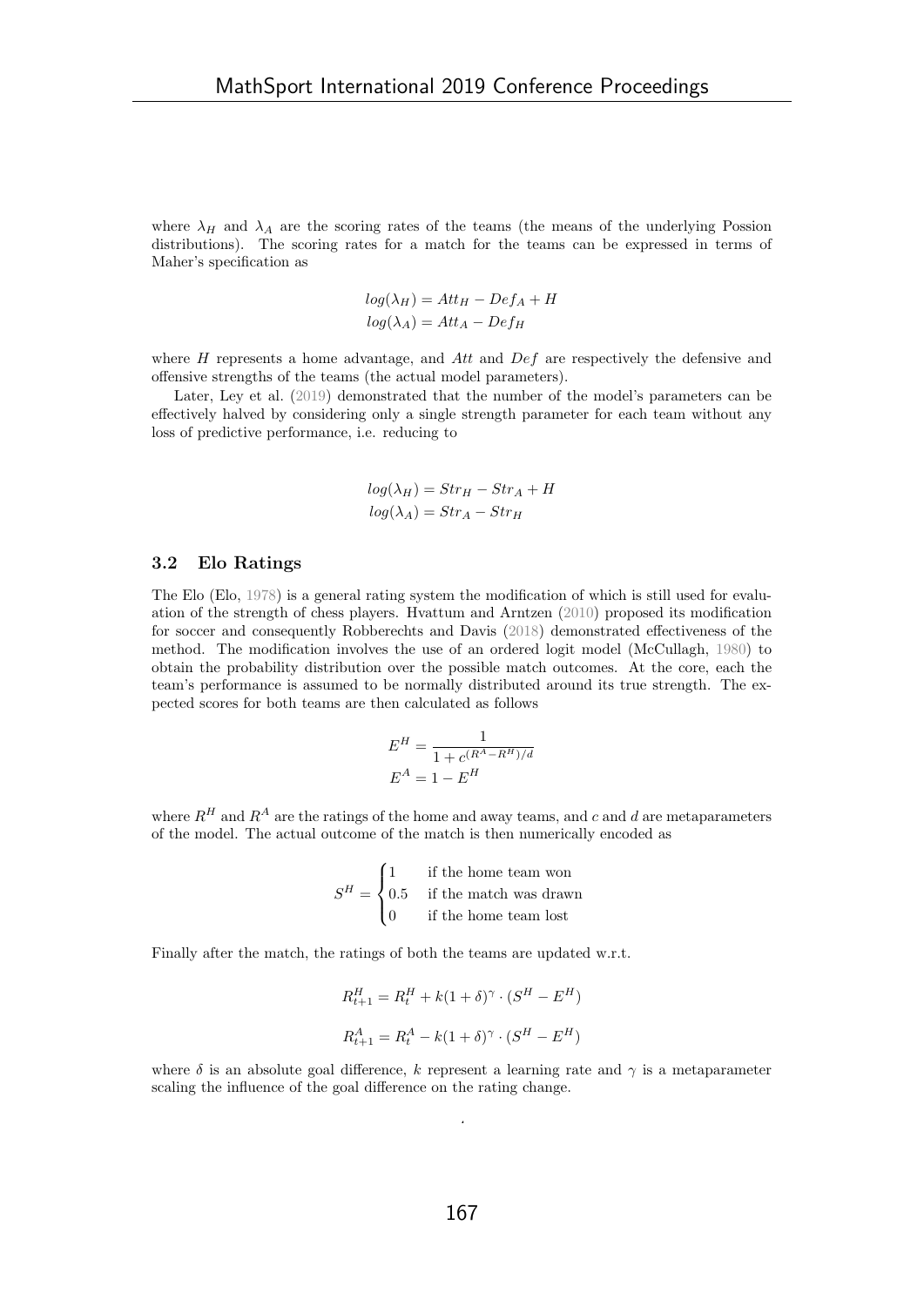where $\lambda_H$ and $\lambda_A$ are the scoring rates of the teams (the means of the underlying Possion distributions). The scoring rates for a match for the teams can be expressed in terms of Maher's specification as

$$
\begin{aligned}
log(\lambda_H) &= Att_H - Def_A + H \\
log(\lambda_A) &= Att_A - Def_H
\end{aligned}
$$

where $H$ represents a home advantage, and *Att* and *Def* are respectively the defensive and offensive strengths of the teams (the actual model parameters).

Later, Ley et al. (2019) demonstrated that the number of the model's parameters can be effectively halved by considering only a single strength parameter for each team without any loss of predictive performance, i.e. reducing to

$$
\begin{aligned}
log(\lambda_H) &= Str_H - Str_A + H \\
log(\lambda_A) &= Str_A - Str_H
\end{aligned}
$$

### 3.2 Elo Ratings

The Elo (Elo, 1978) is a general rating system the modification of which is still used for evaluation of the strength of chess players. Hvattum and Arntzen (2010) proposed its modification for soccer and consequently Robberechts and Davis (2018) demonstrated effectiveness of the method. The modification involves the use of an ordered logit model (McCullagh, 1980) to obtain the probability distribution over the possible match outcomes. At the core, each the team's performance is assumed to be normally distributed around its true strength. The expected scores for both teams are then calculated as follows

$$
\begin{aligned}
E^H &= \frac{1}{1 + c^{(R^A - R^H)/d}} \\
E^A &= 1 - E^H
\end{aligned}
$$

where $R^H$ and $R^A$ are the ratings of the home and away teams, and $c$ and $d$ are metaparameters of the model. The actual outcome of the match is then numerically encoded as

$$
S^H = \begin{cases} 1 & \text{if the home team won} \\ 0.5 & \text{if the match was drawn} \\ 0 & \text{if the home team lost} \end{cases}
$$

Finally after the match, the ratings of both the teams are updated w.r.t.

$$
R^H_{t+1} = R^H_t + k(1+\delta)^\gamma \cdot (S^H - E^H)
$$

$$
R^A_{t+1} = R^A_t - k(1+\delta)^\gamma \cdot (S^H - E^H)
$$

where $\delta$ is an absolute goal difference, $k$ represent a learning rate and $\gamma$ is a metaparameter scaling the influence of the goal difference on the rating change.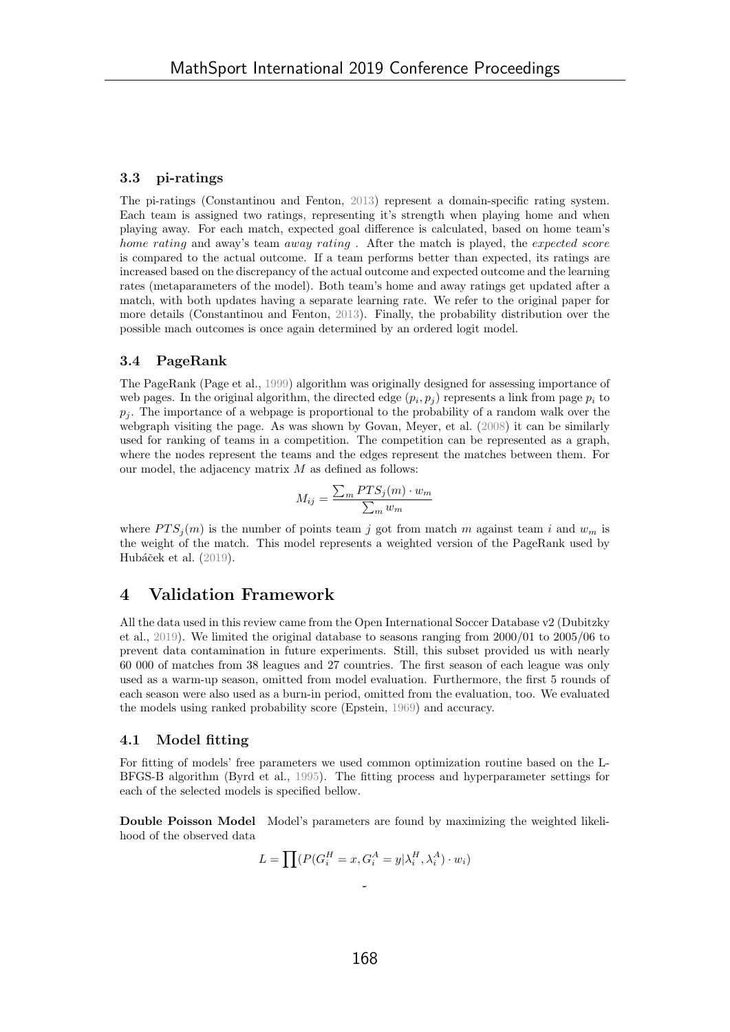### 3.3 pi-ratings

The pi-ratings (Constantinou and Fenton, 2013) represent a domain-specific rating system. Each team is assigned two ratings, representing it's strength when playing home and when playing away. For each match, expected goal difference is calculated, based on home team's *home rating* and away's team *away rating* . After the match is played, the *expected score* is compared to the actual outcome. If a team performs better than expected, its ratings are increased based on the discrepancy of the actual outcome and expected outcome and the learning rates (metaparameters of the model). Both team's home and away ratings get updated after a match, with both updates having a separate learning rate. We refer to the original paper for more details (Constantinou and Fenton, 2013). Finally, the probability distribution over the possible mach outcomes is once again determined by an ordered logit model.

### 3.4 PageRank

The PageRank (Page et al., 1999) algorithm was originally designed for assessing importance of web pages. In the original algorithm, the directed edge $(p_i, p_j)$ represents a link from page $p_i$ to $p_j$. The importance of a webpage is proportional to the probability of a random walk over the webgraph visiting the page. As was shown by Govan, Meyer, et al. (2008) it can be similarly used for ranking of teams in a competition. The competition can be represented as a graph, where the nodes represent the teams and the edges represent the matches between them. For our model, the adjacency matrix $M$ as defined as follows:

$$M_{ij} = \frac{\sum_m PTS_j(m) \cdot w_m}{\sum_m w_m}$$

where $PTS_j(m)$ is the number of points team $j$ got from match $m$ against team $i$ and $w_m$ is the weight of the match. This model represents a weighted version of the PageRank used by Hubáček et al. (2019).

## 4 Validation Framework

All the data used in this review came from the Open International Soccer Database v2 (Dubitzky et al., 2019). We limited the original database to seasons ranging from 2000/01 to 2005/06 to prevent data contamination in future experiments. Still, this subset provided us with nearly 60 000 of matches from 38 leagues and 27 countries. The first season of each league was only used as a warm-up season, omitted from model evaluation. Furthermore, the first 5 rounds of each season were also used as a burn-in period, omitted from the evaluation, too. We evaluated the models using ranked probability score (Epstein, 1969) and accuracy.

### 4.1 Model fitting

For fitting of models' free parameters we used common optimization routine based on the L-BFGS-B algorithm (Byrd et al., 1995). The fitting process and hyperparameter settings for each of the selected models is specified bellow.

**Double Poisson Model** Model's parameters are found by maximizing the weighted likelihood of the observed data

$$L = \prod (P(G_i^H = x, G_i^A = y | \lambda_i^H, \lambda_i^A) \cdot w_i)$$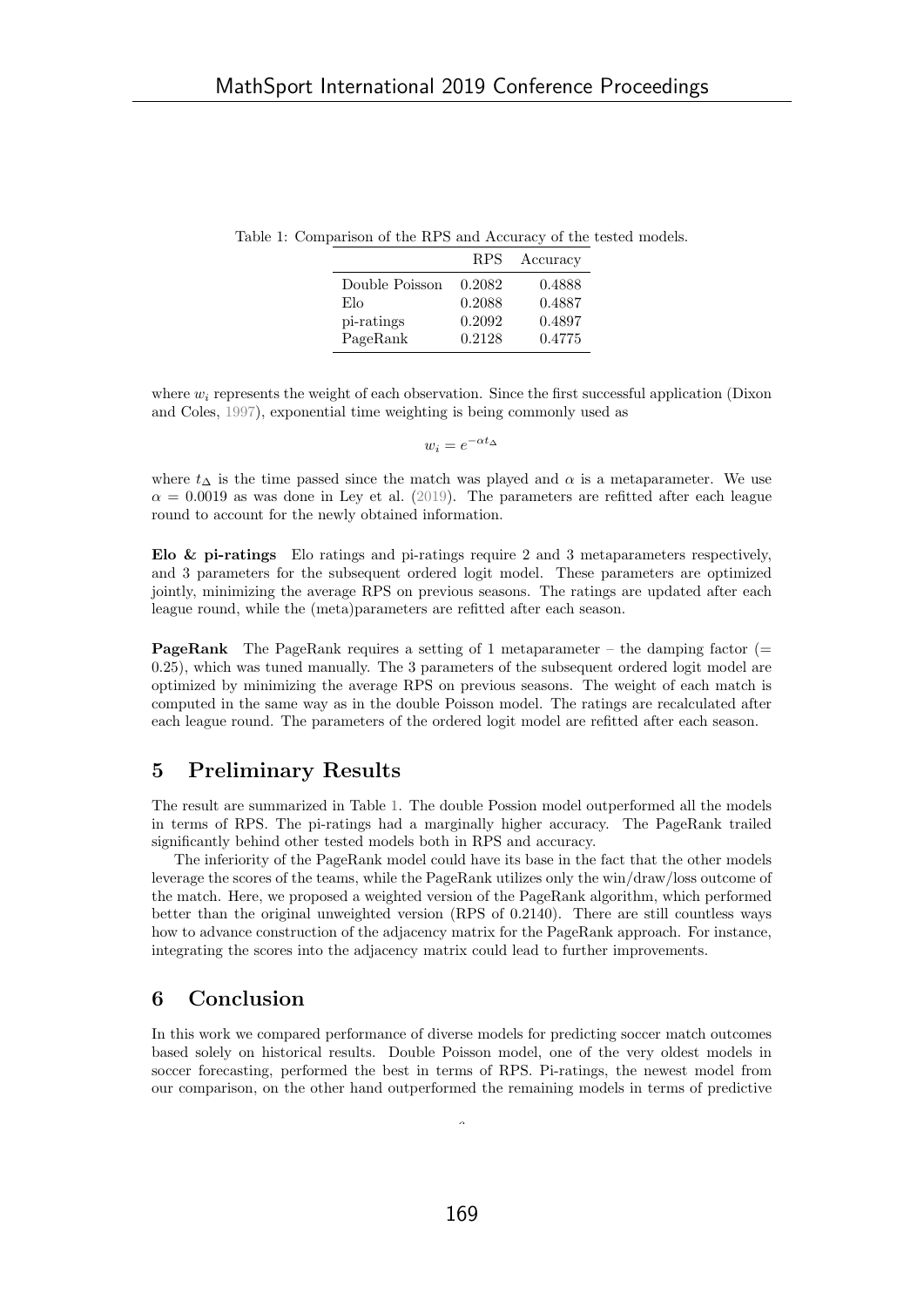Table 1: Comparison of the RPS and Accuracy of the tested models.

| | RPS | Accuracy |
|---|---|---|
| Double Poisson | 0.2082 | 0.4888 |
| Elo | 0.2088 | 0.4887 |
| pi-ratings | 0.2092 | 0.4897 |
| PageRank | 0.2128 | 0.4775 |

where $w_i$ represents the weight of each observation. Since the first successful application (Dixon and Coles, 1997), exponential time weighting is being commonly used as

$$w_i = e^{-\alpha t_\Delta}$$

where $t_\Delta$ is the time passed since the match was played and $\alpha$ is a metaparameter. We use $\alpha = 0.0019$ as was done in Ley et al. (2019). The parameters are refitted after each league round to account for the newly obtained information.

**Elo & pi-ratings** Elo ratings and pi-ratings require 2 and 3 metaparameters respectively, and 3 parameters for the subsequent ordered logit model. These parameters are optimized jointly, minimizing the average RPS on previous seasons. The ratings are updated after each league round, while the (meta)parameters are refitted after each season.

**PageRank** The PageRank requires a setting of 1 metaparameter – the damping factor (= 0.25), which was tuned manually. The 3 parameters of the subsequent ordered logit model are optimized by minimizing the average RPS on previous seasons. The weight of each match is computed in the same way as in the double Poisson model. The ratings are recalculated after each league round. The parameters of the ordered logit model are refitted after each season.

## 5 Preliminary Results

The result are summarized in Table 1. The double Possion model outperformed all the models in terms of RPS. The pi-ratings had a marginally higher accuracy. The PageRank trailed significantly behind other tested models both in RPS and accuracy.

The inferiority of the PageRank model could have its base in the fact that the other models leverage the scores of the teams, while the PageRank utilizes only the win/draw/loss outcome of the match. Here, we proposed a weighted version of the PageRank algorithm, which performed better than the original unweighted version (RPS of 0.2140). There are still countless ways how to advance construction of the adjacency matrix for the PageRank approach. For instance, integrating the scores into the adjacency matrix could lead to further improvements.

## 6 Conclusion

In this work we compared performance of diverse models for predicting soccer match outcomes based solely on historical results. Double Poisson model, one of the very oldest models in soccer forecasting, performed the best in terms of RPS. Pi-ratings, the newest model from our comparison, on the other hand outperformed the remaining models in terms of predictive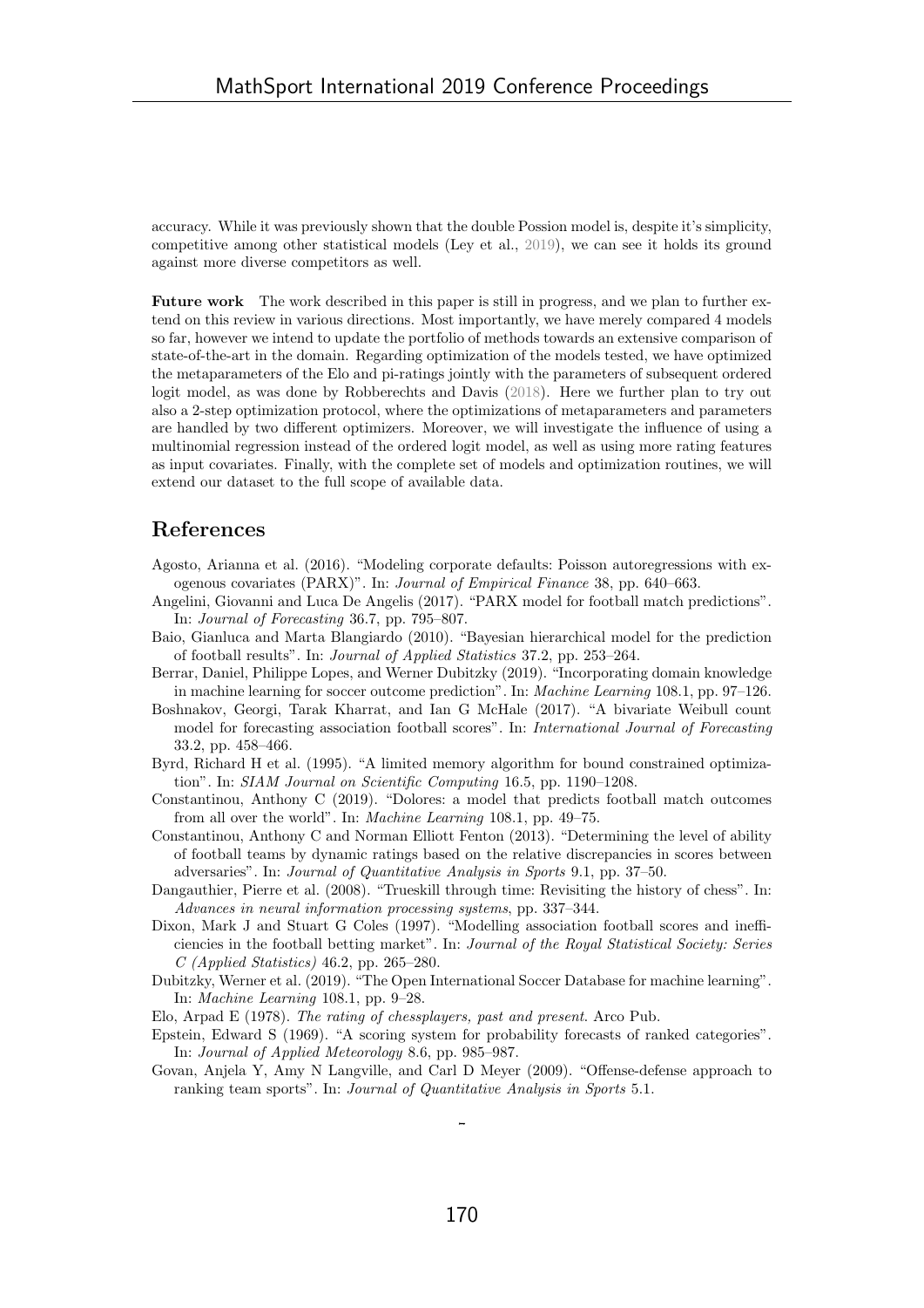accuracy. While it was previously shown that the double Possion model is, despite it's simplicity, competitive among other statistical models (Ley et al., 2019), we can see it holds its ground against more diverse competitors as well.

**Future work** The work described in this paper is still in progress, and we plan to further extend on this review in various directions. Most importantly, we have merely compared 4 models so far, however we intend to update the portfolio of methods towards an extensive comparison of state-of-the-art in the domain. Regarding optimization of the models tested, we have optimized the metaparameters of the Elo and pi-ratings jointly with the parameters of subsequent ordered logit model, as was done by Robberechts and Davis (2018). Here we further plan to try out also a 2-step optimization protocol, where the optimizations of metaparameters and parameters are handled by two different optimizers. Moreover, we will investigate the influence of using a multinomial regression instead of the ordered logit model, as well as using more rating features as input covariates. Finally, with the complete set of models and optimization routines, we will extend our dataset to the full scope of available data.

## References

Agosto, Arianna et al. (2016). "Modeling corporate defaults: Poisson autoregressions with exogenous covariates (PARX)". In: *Journal of Empirical Finance* 38, pp. 640–663.

Angelini, Giovanni and Luca De Angelis (2017). "PARX model for football match predictions". In: *Journal of Forecasting* 36.7, pp. 795–807.

Baio, Gianluca and Marta Blangiardo (2010). "Bayesian hierarchical model for the prediction of football results". In: *Journal of Applied Statistics* 37.2, pp. 253–264.

Berrar, Daniel, Philippe Lopes, and Werner Dubitzky (2019). "Incorporating domain knowledge in machine learning for soccer outcome prediction". In: *Machine Learning* 108.1, pp. 97–126.

Boshnakov, Georgi, Tarak Kharrat, and Ian G McHale (2017). "A bivariate Weibull count model for forecasting association football scores". In: *International Journal of Forecasting* 33.2, pp. 458–466.

Byrd, Richard H et al. (1995). "A limited memory algorithm for bound constrained optimization". In: *SIAM Journal on Scientific Computing* 16.5, pp. 1190–1208.

Constantinou, Anthony C (2019). "Dolores: a model that predicts football match outcomes from all over the world". In: *Machine Learning* 108.1, pp. 49–75.

Constantinou, Anthony C and Norman Elliott Fenton (2013). "Determining the level of ability of football teams by dynamic ratings based on the relative discrepancies in scores between adversaries". In: *Journal of Quantitative Analysis in Sports* 9.1, pp. 37–50.

Dangauthier, Pierre et al. (2008). "Trueskill through time: Revisiting the history of chess". In: *Advances in neural information processing systems*, pp. 337–344.

Dixon, Mark J and Stuart G Coles (1997). "Modelling association football scores and inefficiencies in the football betting market". In: *Journal of the Royal Statistical Society: Series C (Applied Statistics)* 46.2, pp. 265–280.

Dubitzky, Werner et al. (2019). "The Open International Soccer Database for machine learning". In: *Machine Learning* 108.1, pp. 9–28.

Elo, Arpad E (1978). *The rating of chessplayers, past and present*. Arco Pub.

Epstein, Edward S (1969). "A scoring system for probability forecasts of ranked categories". In: *Journal of Applied Meteorology* 8.6, pp. 985–987.

Govan, Anjela Y, Amy N Langville, and Carl D Meyer (2009). "Offense-defense approach to ranking team sports". In: *Journal of Quantitative Analysis in Sports* 5.1.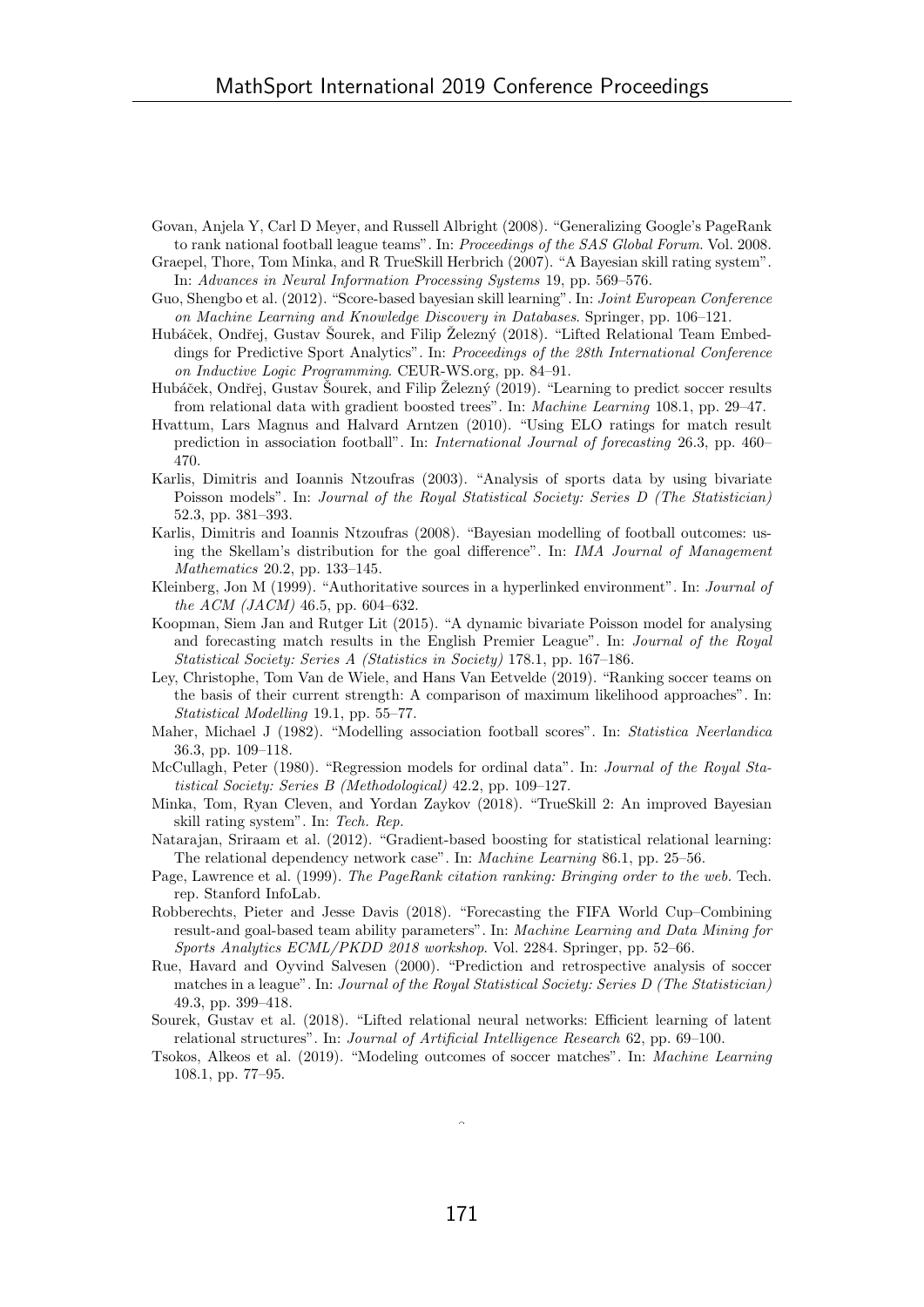Govan, Anjela Y, Carl D Meyer, and Russell Albright (2008). "Generalizing Google's PageRank to rank national football league teams". In: *Proceedings of the SAS Global Forum*. Vol. 2008.

Graepel, Thore, Tom Minka, and R TrueSkill Herbrich (2007). "A Bayesian skill rating system". In: *Advances in Neural Information Processing Systems* 19, pp. 569–576.

Guo, Shengbo et al. (2012). "Score-based bayesian skill learning". In: *Joint European Conference on Machine Learning and Knowledge Discovery in Databases*. Springer, pp. 106–121.

Hubáček, Ondřej, Gustav Šourek, and Filip Železný (2018). "Lifted Relational Team Embeddings for Predictive Sport Analytics". In: *Proceedings of the 28th International Conference on Inductive Logic Programming*. CEUR-WS.org, pp. 84–91.

Hubáček, Ondřej, Gustav Šourek, and Filip Železný (2019). "Learning to predict soccer results from relational data with gradient boosted trees". In: *Machine Learning* 108.1, pp. 29–47.

Hvattum, Lars Magnus and Halvard Arntzen (2010). "Using ELO ratings for match result prediction in association football". In: *International Journal of forecasting* 26.3, pp. 460–470.

Karlis, Dimitris and Ioannis Ntzoufras (2003). "Analysis of sports data by using bivariate Poisson models". In: *Journal of the Royal Statistical Society: Series D (The Statistician)* 52.3, pp. 381–393.

Karlis, Dimitris and Ioannis Ntzoufras (2008). "Bayesian modelling of football outcomes: using the Skellam's distribution for the goal difference". In: *IMA Journal of Management Mathematics* 20.2, pp. 133–145.

Kleinberg, Jon M (1999). "Authoritative sources in a hyperlinked environment". In: *Journal of the ACM (JACM)* 46.5, pp. 604–632.

Koopman, Siem Jan and Rutger Lit (2015). "A dynamic bivariate Poisson model for analysing and forecasting match results in the English Premier League". In: *Journal of the Royal Statistical Society: Series A (Statistics in Society)* 178.1, pp. 167–186.

Ley, Christophe, Tom Van de Wiele, and Hans Van Eetvelde (2019). "Ranking soccer teams on the basis of their current strength: A comparison of maximum likelihood approaches". In: *Statistical Modelling* 19.1, pp. 55–77.

Maher, Michael J (1982). "Modelling association football scores". In: *Statistica Neerlandica* 36.3, pp. 109–118.

McCullagh, Peter (1980). "Regression models for ordinal data". In: *Journal of the Royal Statistical Society: Series B (Methodological)* 42.2, pp. 109–127.

Minka, Tom, Ryan Cleven, and Yordan Zaykov (2018). "TrueSkill 2: An improved Bayesian skill rating system". In: *Tech. Rep.*

Natarajan, Sriraam et al. (2012). "Gradient-based boosting for statistical relational learning: The relational dependency network case". In: *Machine Learning* 86.1, pp. 25–56.

Page, Lawrence et al. (1999). *The PageRank citation ranking: Bringing order to the web.* Tech. rep. Stanford InfoLab.

Robberechts, Pieter and Jesse Davis (2018). "Forecasting the FIFA World Cup–Combining result-and goal-based team ability parameters". In: *Machine Learning and Data Mining for Sports Analytics ECML/PKDD 2018 workshop*. Vol. 2284. Springer, pp. 52–66.

Rue, Havard and Oyvind Salvesen (2000). "Prediction and retrospective analysis of soccer matches in a league". In: *Journal of the Royal Statistical Society: Series D (The Statistician)* 49.3, pp. 399–418.

Sourek, Gustav et al. (2018). "Lifted relational neural networks: Efficient learning of latent relational structures". In: *Journal of Artificial Intelligence Research* 62, pp. 69–100.

Tsokos, Alkeos et al. (2019). "Modeling outcomes of soccer matches". In: *Machine Learning* 108.1, pp. 77–95.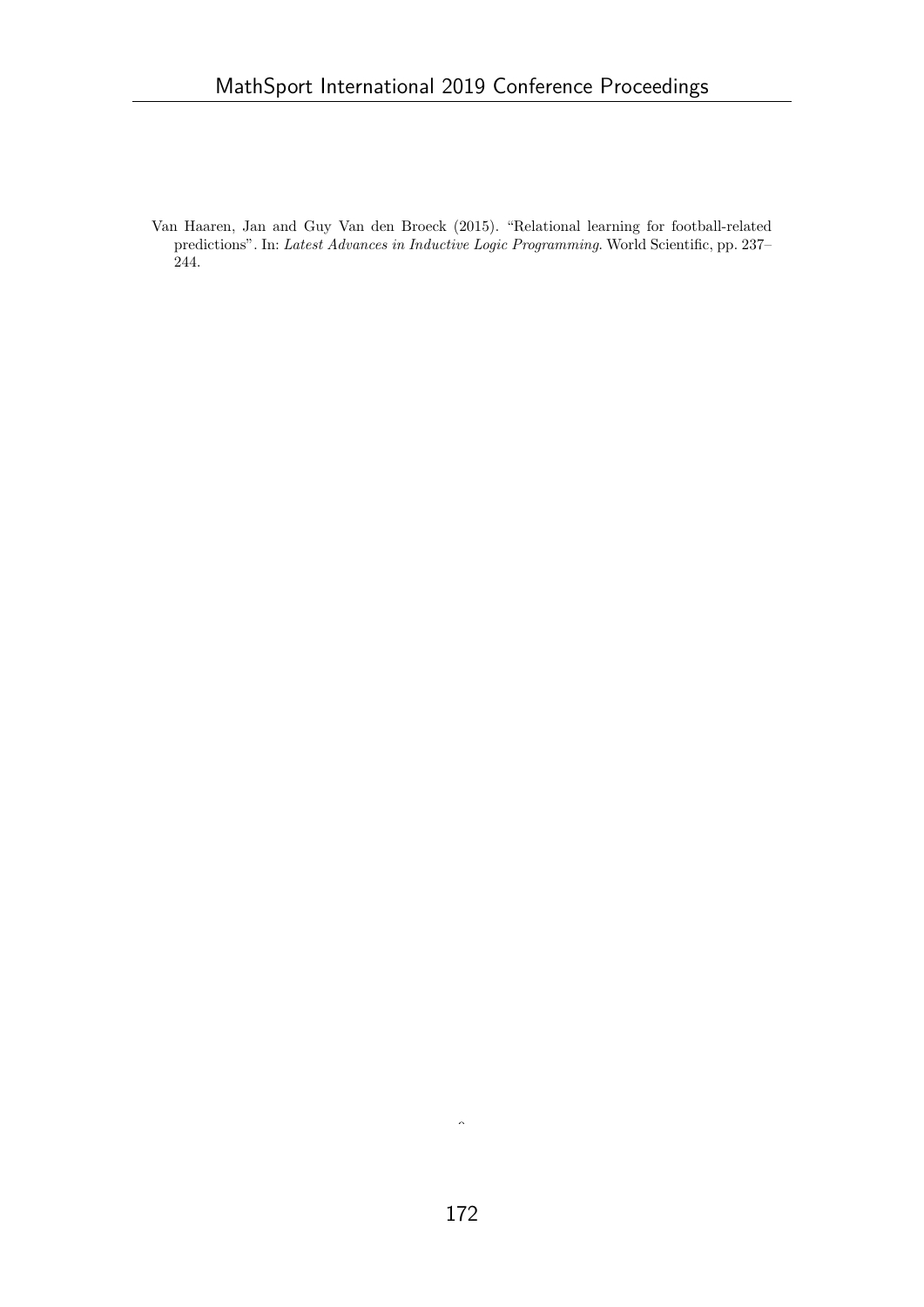Van Haaren, Jan and Guy Van den Broeck (2015). "Relational learning for football-related predictions". In: *Latest Advances in Inductive Logic Programming*. World Scientific, pp. 237–244.